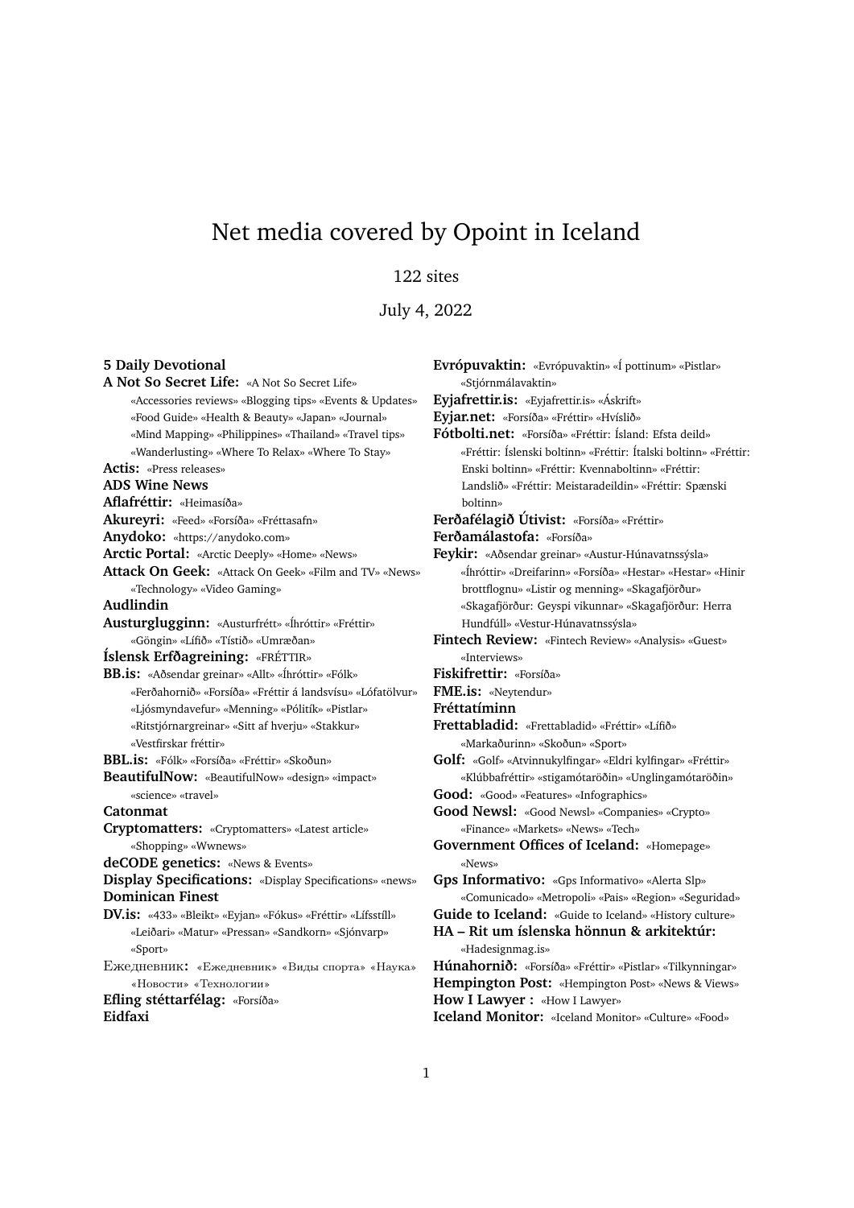# Net media covered by Opoint in Iceland

122 sites

July 4, 2022

**5 Daily Devotional**

**A Not So Secret Life:** «A Not So Secret Life» «Accessories reviews» «Blogging tips» «Events & Updates» «Food Guide» «Health & Beauty» «Japan» «Journal» «Mind Mapping» «Philippines» «Thailand» «Travel tips» «Wanderlusting» «Where To Relax» «Where To Stay»

**Actis:** «Press releases»

**ADS Wine News**

**Aflafréttir:** «Heimasíða»

**Akureyri:** «Feed» «Forsíða» «Fréttasafn»

**Anydoko:** «https://anydoko.com»

**Arctic Portal:** «Arctic Deeply» «Home» «News»

**Attack On Geek:** «Attack On Geek» «Film and TV» «News» «Technology» «Video Gaming»

**Audlindin**

**Austurglugginn:** «Austurfrétt» «Íhróttir» «Fréttir» «Göngin» «Lífið» «Tístið» «Umræðan»

**Íslensk Erfðagreining:** «FRÉTTIR»

**BB.is:** «Aðsendar greinar» «Allt» «Íhróttir» «Fólk» «Ferðahornið» «Forsíða» «Fréttir á landsvísu» «Lófatölvur» «Ljósmyndavefur» «Menning» «Pólitík» «Pistlar» «Ritstjórnargreinar» «Sitt af hverju» «Stakkur» «Vestfirskar fréttir»

**BBL.is:** «Fólk» «Forsíða» «Fréttir» «Skoðun»

**BeautifulNow:** «BeautifulNow» «design» «impact» «science» «travel»

**Catonmat**

**Cryptomatters:** «Cryptomatters» «Latest article» «Shopping» «Wwnews»

**deCODE genetics:** «News & Events»

**Display Specifications:** «Display Specifications» «news»

**Dominican Finest**

**DV.is:** «433» «Bleikt» «Eyjan» «Fókus» «Fréttir» «Lífsstíll» «Leiðari» «Matur» «Pressan» «Sandkorn» «Sjónvarp» «Sport»

**Ежедневник:** «Ежедневник» «Виды спорта» «Наука» «Новости» «Технологии»

**Efling stéttarfélag:** «Forsíða»

**Eidfaxi**

**Evrópuvaktin:** «Evrópuvaktin» «Í pottinum» «Pistlar» «Stjórnmálavaktin»

**Eyjafrettir.is:** «Eyjafrettir.is» «Áskrift»

**Eyjar.net:** «Forsíða» «Fréttir» «Hvíslið»

**Fótbolti.net:** «Forsíða» «Fréttir: Ísland: Efsta deild» «Fréttir: Íslenski boltinn» «Fréttir: Ítalski boltinn» «Fréttir: Enski boltinn» «Fréttir: Kvennaboltinn» «Fréttir: Landslið» «Fréttir: Meistaradeildin» «Fréttir: Spænski boltinn»

**Ferðafélagið Útivist:** «Forsíða» «Fréttir»

**Ferðamálastofa:** «Forsíða»

**Feykir:** «Aðsendar greinar» «Austur-Húnavatnssýsla» «Íhróttir» «Dreifarinn» «Forsíða» «Hestar» «Hestar» «Hinir brottflognu» «Listir og menning» «Skagafjörður» «Skagafjörður: Geyspi vikunnar» «Skagafjörður: Herra Hundfúll» «Vestur-Húnavatnssýsla»

**Fintech Review:** «Fintech Review» «Analysis» «Guest» «Interviews»

**Fiskifrettir:** «Forsíða»

**FME.is:** «Neytendur»

**Fréttatíminn**

**Frettabladid:** «Frettabladid» «Fréttir» «Lífið» «Markaðurinn» «Skoðun» «Sport»

**Golf:** «Golf» «Atvinnukylfingar» «Eldri kylfingar» «Fréttir» «Klúbbafréttir» «stigamótaröðin» «Unglingamótaröðin»

**Good:** «Good» «Features» «Infographics»

**Good Newsl:** «Good Newsl» «Companies» «Crypto» «Finance» «Markets» «News» «Tech»

**Government Offices of Iceland:** «Homepage» «News»

**Gps Informativo:** «Gps Informativo» «Alerta Slp» «Comunicado» «Metropoli» «Pais» «Region» «Seguridad»

**Guide to Iceland:** «Guide to Iceland» «History culture»

**HA – Rit um íslenska hönnun & arkitektúr:** «Hadesignmag.is»

**Húnahornið:** «Forsíða» «Fréttir» «Pistlar» «Tilkynningar»

**Hempington Post:** «Hempington Post» «News & Views»

**How I Lawyer :** «How I Lawyer»

**Iceland Monitor:** «Iceland Monitor» «Culture» «Food»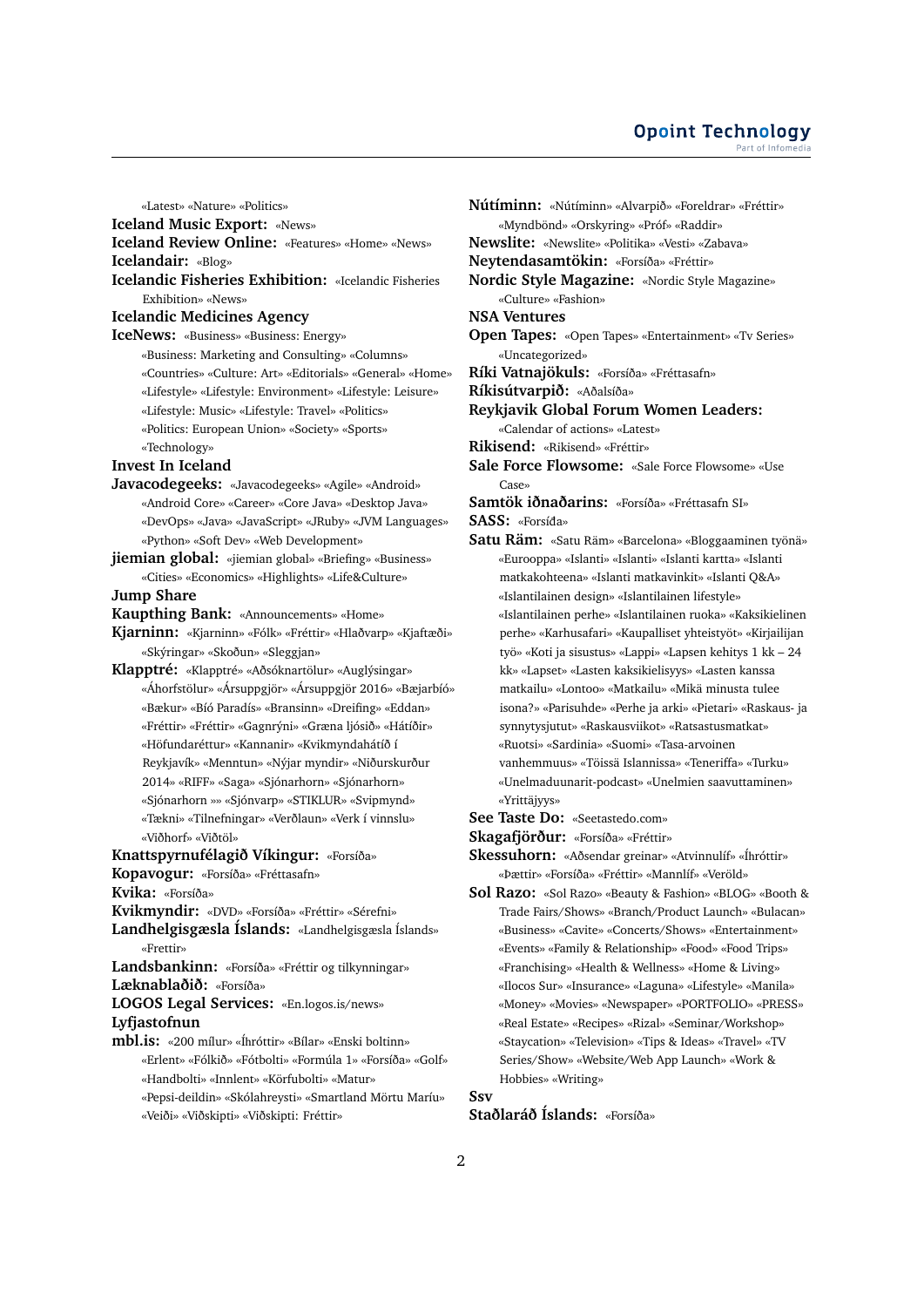«Latest» «Nature» «Politics»

**Iceland Music Export:** «News»

**Iceland Review Online:** «Features» «Home» «News»

**Icelandair:** «Blog»

**Icelandic Fisheries Exhibition:** «Icelandic Fisheries Exhibition» «News»

**Icelandic Medicines Agency**

**IceNews:** «Business» «Business: Energy» «Business: Marketing and Consulting» «Columns» «Countries» «Culture: Art» «Editorials» «General» «Home» «Lifestyle» «Lifestyle: Environment» «Lifestyle: Leisure» «Lifestyle: Music» «Lifestyle: Travel» «Politics» «Politics: European Union» «Society» «Sports» «Technology»

**Invest In Iceland**

**Javacodegeeks:** «Javacodegeeks» «Agile» «Android» «Android Core» «Career» «Core Java» «Desktop Java» «DevOps» «Java» «JavaScript» «JRuby» «JVM Languages» «Python» «Soft Dev» «Web Development»

**jiemian global:** «jiemian global» «Briefing» «Business» «Cities» «Economics» «Highlights» «Life&Culture»

**Jump Share**

**Kaupthing Bank:** «Announcements» «Home»

**Kjarninn:** «Kjarninn» «Fólk» «Fréttir» «Hlaðvarp» «Kjaftæði» «Skýringar» «Skoðun» «Sleggjan»

**Klapptré:** «Klapptré» «Aðsóknartölur» «Auglýsingar» «Áhorfstölur» «Ársuppgjör» «Ársuppgjör 2016» «Bæjarbíó» «Bækur» «Bíó Paradís» «Bransinn» «Dreifing» «Eddan» «Fréttir» «Fréttir» «Gagnrýni» «Græna ljósið» «Hátíðir» «Höfundaréttur» «Kannanir» «Kvikmyndahátíð í Reykjavík» «Menntun» «Nýjar myndir» «Niðurskurður 2014» «RIFF» «Saga» «Sjónarhorn» «Sjónarhorn» «Sjónarhorn »» «Sjónvarp» «STIKLUR» «Svipmynd» «Tækni» «Tilnefningar» «Verðlaun» «Verk í vinnslu» «Viðhorf» «Viðtöl»

**Knattspyrnufélagið Víkingur:** «Forsíða»

**Kopavogur:** «Forsíða» «Fréttasafn»

**Kvika:** «Forsíða»

**Kvikmyndir:** «DVD» «Forsíða» «Fréttir» «Sérefni»

**Landhelgisgæsla Íslands:** «Landhelgisgæsla Íslands» «Frettir»

**Landsbankinn:** «Forsíða» «Fréttir og tilkynningar»

**Læknablaðið:** «Forsíða»

**LOGOS Legal Services:** «En.logos.is/news»

**Lyfjastofnun**

**mbl.is:** «200 mílur» «Íhróttir» «Bílar» «Enski boltinn» «Erlent» «Fólkið» «Fótbolti» «Formúla 1» «Forsíða» «Golf» «Handbolti» «Innlent» «Körfubolti» «Matur» «Pepsi-deildin» «Skólahreysti» «Smartland Mörtu Maríu» «Veiði» «Viðskipti» «Viðskipti: Fréttir»

**Nútíminn:** «Nútíminn» «Alvarpið» «Foreldrar» «Fréttir» «Myndbönd» «Orskyring» «Próf» «Raddir»

**Newslite:** «Newslite» «Politika» «Vesti» «Zabava»

**Neytendasamtökin:** «Forsíða» «Fréttir»

**Nordic Style Magazine:** «Nordic Style Magazine» «Culture» «Fashion»

**NSA Ventures**

**Open Tapes:** «Open Tapes» «Entertainment» «Tv Series» «Uncategorized»

**Ríki Vatnajökuls:** «Forsíða» «Fréttasafn»

**Ríkisútvarpið:** «Aðalsíða»

**Reykjavik Global Forum Women Leaders:** «Calendar of actions» «Latest»

**Rikisend:** «Rikisend» «Fréttir»

**Sale Force Flowsome:** «Sale Force Flowsome» «Use Case»

**Samtök iðnaðarins:** «Forsíða» «Fréttasafn SI»

**SASS:** «Forsíða»

**Satu Räm:** «Satu Räm» «Barcelona» «Bloggaaminen työnä» «Eurooppa» «Islanti» «Islanti» «Islanti kartta» «Islanti matkakohteena» «Islanti matkavinkit» «Islanti Q&A» «Islantilainen design» «Islantilainen lifestyle» «Islantilainen perhe» «Islantilainen ruoka» «Kaksikielinen perhe» «Karhusafari» «Kaupalliset yhteistyöt» «Kirjailijan työ» «Koti ja sisustus» «Lappi» «Lapsen kehitys 1 kk – 24 kk» «Lapset» «Lasten kaksikielisyys» «Lasten kanssa matkailu» «Lontoo» «Matkailu» «Mikä minusta tulee isona?» «Parisuhde» «Perhe ja arki» «Pietari» «Raskaus- ja synnytysjutut» «Raskausviikot» «Ratsastusmatkat» «Ruotsi» «Sardinia» «Suomi» «Tasa-arvoinen vanhemmuus» «Töissä Islannissa» «Teneriffa» «Turku» «Unelmaduunarit-podcast» «Unelmien saavuttaminen» «Yrittäjyys»

**See Taste Do:** «Seetastedo.com»

**Skagafjörður:** «Forsíða» «Fréttir»

**Skessuhorn:** «Aðsendar greinar» «Atvinnulíf» «Íhróttir» «Þættir» «Forsíða» «Fréttir» «Mannlíf» «Veröld»

**Sol Razo:** «Sol Razo» «Beauty & Fashion» «BLOG» «Booth & Trade Fairs/Shows» «Branch/Product Launch» «Bulacan» «Business» «Cavite» «Concerts/Shows» «Entertainment» «Events» «Family & Relationship» «Food» «Food Trips» «Franchising» «Health & Wellness» «Home & Living» «Ilocos Sur» «Insurance» «Laguna» «Lifestyle» «Manila» «Money» «Movies» «Newspaper» «PORTFOLIO» «PRESS» «Real Estate» «Recipes» «Rizal» «Seminar/Workshop» «Staycation» «Television» «Tips & Ideas» «Travel» «TV Series/Show» «Website/Web App Launch» «Work & Hobbies» «Writing»

**Ssv**

**Staðlaráð Íslands:** «Forsíða»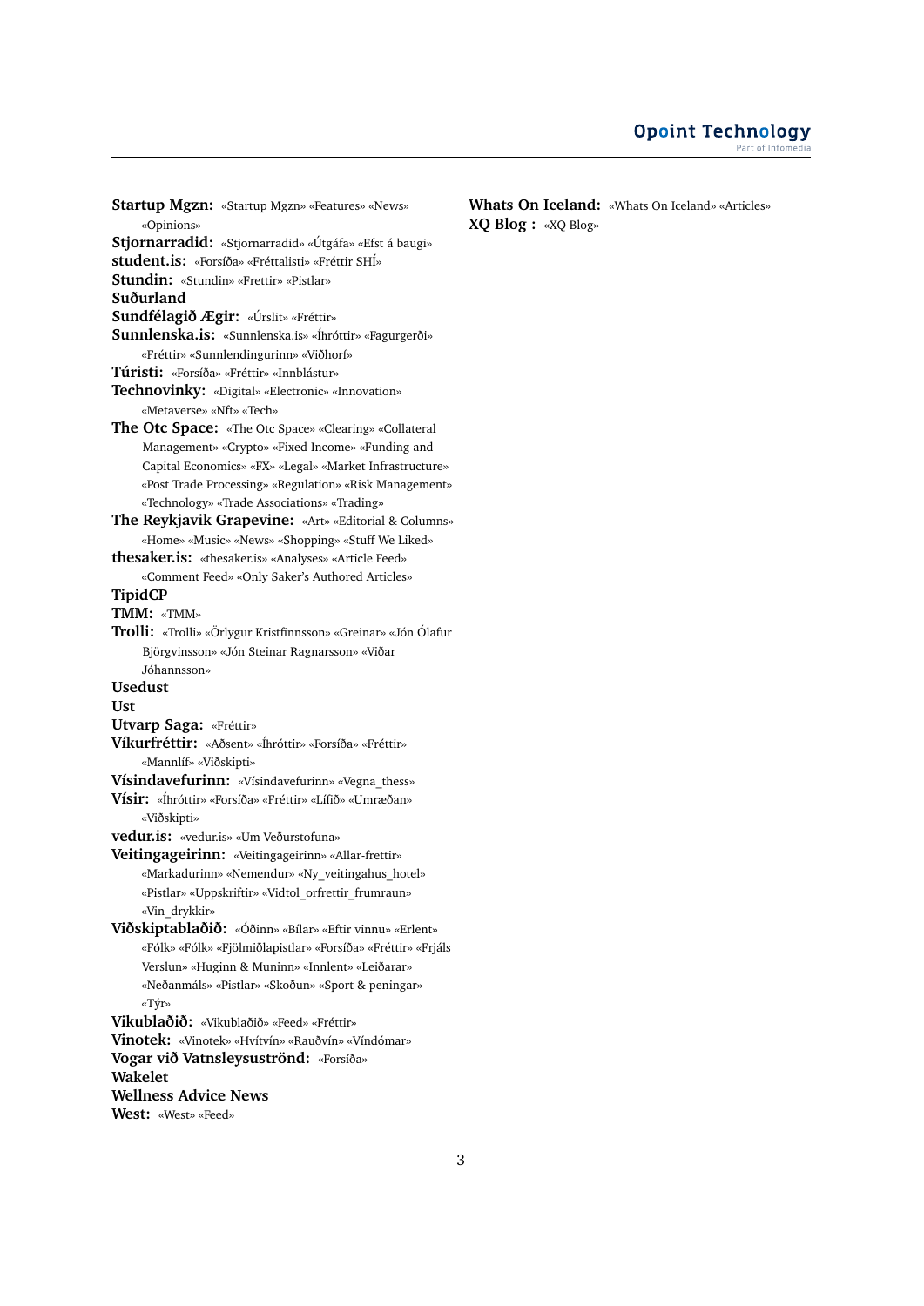**Startup Mgzn:** «Startup Mgzn» «Features» «News» «Opinions»
**Stjornarradid:** «Stjornarradid» «Útgáfa» «Efst á baugi»
**student.is:** «Forsíða» «Fréttalisti» «Fréttir SHÍ»
**Stundin:** «Stundin» «Frettir» «Pistlar»
**Suðurland**
**Sundfélagið Ægir:** «Úrslit» «Fréttir»
**Sunnlenska.is:** «Sunnlenska.is» «Íhróttir» «Fagurgerði» «Fréttir» «Sunnlendingurinn» «Viðhorf»
**Túristi:** «Forsíða» «Fréttir» «Innblástur»
**Technovinky:** «Digital» «Electronic» «Innovation» «Metaverse» «Nft» «Tech»
**The Otc Space:** «The Otc Space» «Clearing» «Collateral Management» «Crypto» «Fixed Income» «Funding and Capital Economics» «FX» «Legal» «Market Infrastructure» «Post Trade Processing» «Regulation» «Risk Management» «Technology» «Trade Associations» «Trading»
**The Reykjavik Grapevine:** «Art» «Editorial & Columns» «Home» «Music» «News» «Shopping» «Stuff We Liked»
**thesaker.is:** «thesaker.is» «Analyses» «Article Feed» «Comment Feed» «Only Saker's Authored Articles»
**TipidCP**
**TMM:** «TMM»
**Trolli:** «Trolli» «Örlygur Kristfinnsson» «Greinar» «Jón Ólafur Björgvinsson» «Jón Steinar Ragnarsson» «Viðar Jóhannsson»
**Usedust**
**Ust**
**Utvarp Saga:** «Fréttir»
**Víkurfréttir:** «Aðsent» «Íhróttir» «Forsíða» «Fréttir» «Mannlíf» «Viðskipti»
**Vísindavefurinn:** «Vísindavefurinn» «Vegna_thess»
**Vísir:** «Íhróttir» «Forsíða» «Fréttir» «Lífið» «Umræðan» «Viðskipti»
**vedur.is:** «vedur.is» «Um Veðurstofuna»
**Veitingageirinn:** «Veitingageirinn» «Allar-frettir» «Markadurinn» «Nemendur» «Ny_veitingahus_hotel» «Pistlar» «Uppskriftir» «Vidtol_orfrettir_frumraun» «Vin_drykkir»
**Viðskiptablaðið:** «Óðinn» «Bílar» «Eftir vinnu» «Erlent» «Fólk» «Fólk» «Fjölmiðlapistlar» «Forsíða» «Fréttir» «Frjáls Verslun» «Huginn & Muninn» «Innlent» «Leiðarar» «Neðanmáls» «Pistlar» «Skoðun» «Sport & peningar» «Týr»
**Vikublaðið:** «Vikublaðið» «Feed» «Fréttir»
**Vinotek:** «Vinotek» «Hvítvín» «Rauðvín» «Víndómar»
**Vogar við Vatnsleysuströnd:** «Forsíða»
**Wakelet**
**Wellness Advice News**
**West:** «West» «Feed»
**Whats On Iceland:** «Whats On Iceland» «Articles»
**XQ Blog :** «XQ Blog»